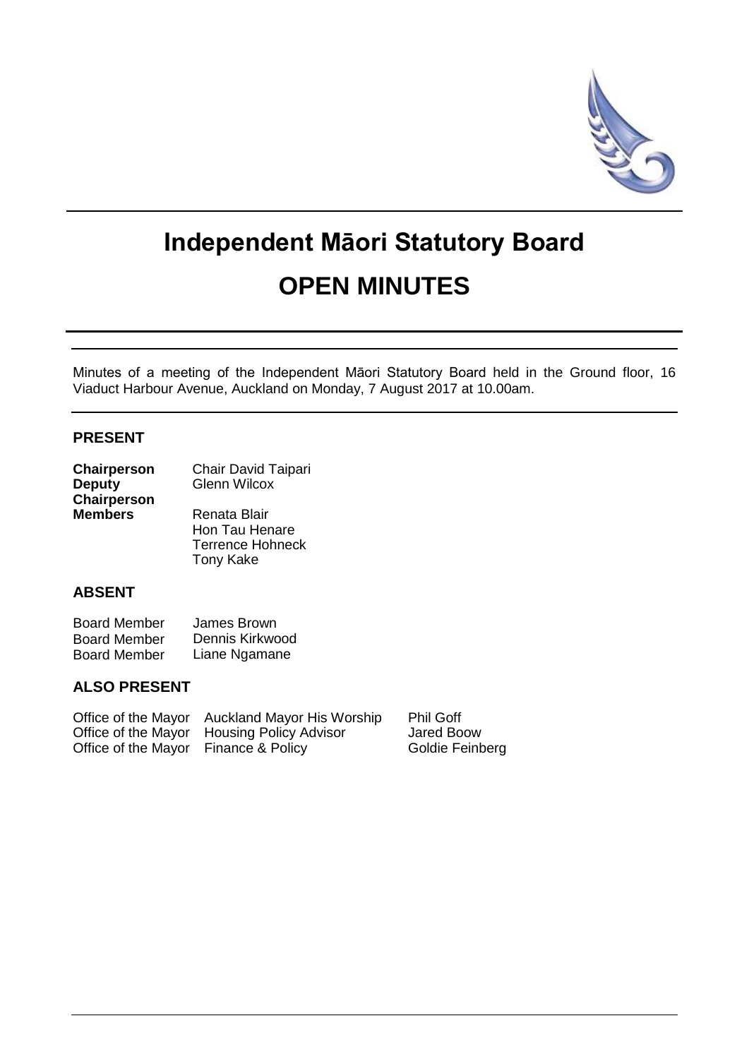# Independent Māori Statutory Board

# OPEN MINUTES

Minutes of a meeting of the Independent Māori Statutory Board held in the Ground floor, 16 Viaduct Harbour Avenue, Auckland on Monday, 7 August 2017 at 10.00am.

## PRESENT

| | |
|---|---|
| **Chairperson** | Chair David Taipari |
| **Deputy Chairperson** | Glenn Wilcox |
| **Members** | Renata Blair |
| | Hon Tau Henare |
| | Terrence Hohneck |
| | Tony Kake |

## ABSENT

| | |
|---|---|
| Board Member | James Brown |
| Board Member | Dennis Kirkwood |
| Board Member | Liane Ngamane |

## ALSO PRESENT

| | | |
|---|---|---|
| Office of the Mayor | Auckland Mayor His Worship | Phil Goff |
| Office of the Mayor | Housing Policy Advisor | Jared Boow |
| Office of the Mayor | Finance & Policy | Goldie Feinberg |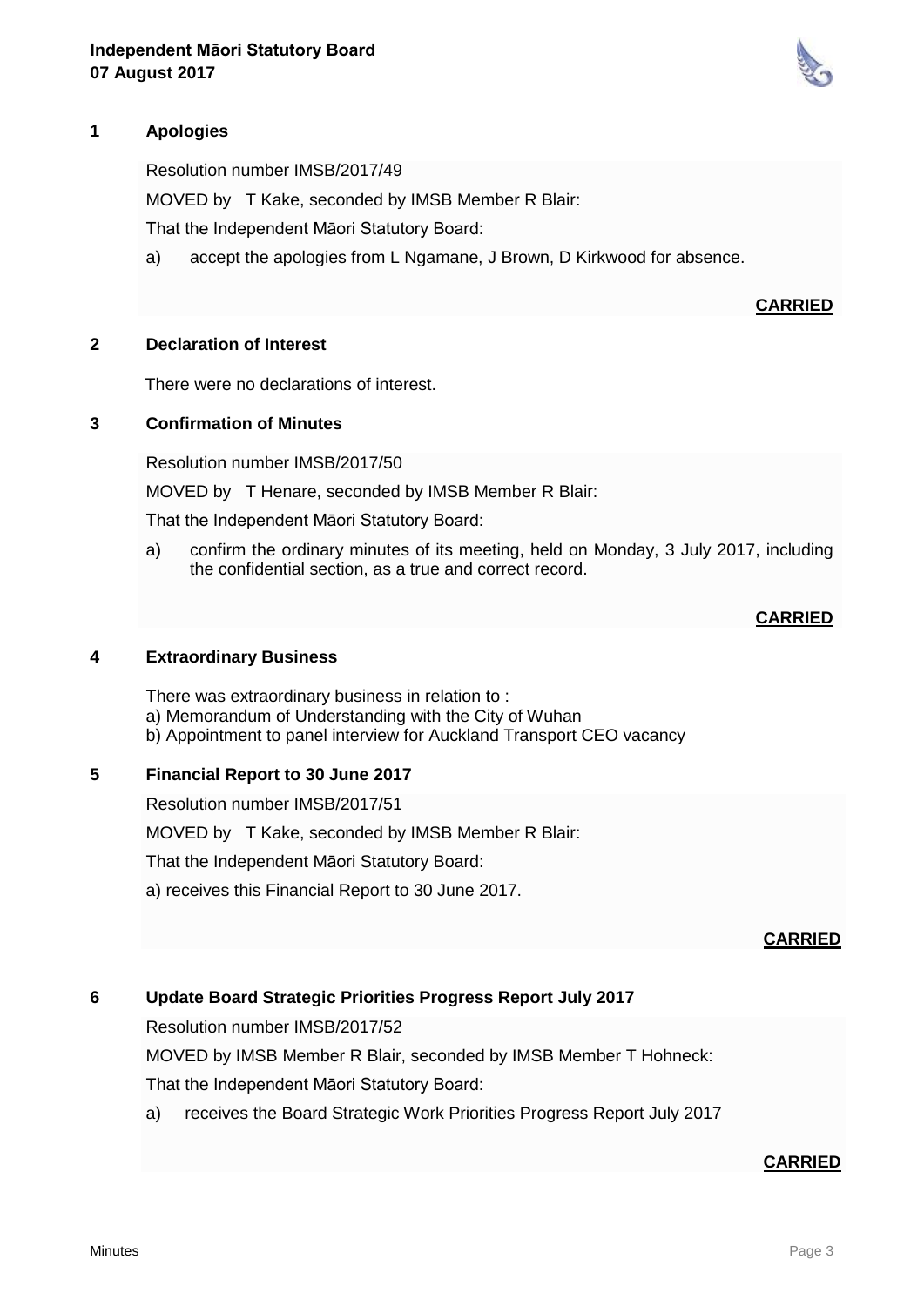## 1 Apologies

Resolution number IMSB/2017/49

MOVED by T Kake, seconded by IMSB Member R Blair:

That the Independent Māori Statutory Board:

a) accept the apologies from L Ngamane, J Brown, D Kirkwood for absence.

**CARRIED**

## 2 Declaration of Interest

There were no declarations of interest.

## 3 Confirmation of Minutes

Resolution number IMSB/2017/50

MOVED by T Henare, seconded by IMSB Member R Blair:

That the Independent Māori Statutory Board:

a) confirm the ordinary minutes of its meeting, held on Monday, 3 July 2017, including the confidential section, as a true and correct record.

**CARRIED**

## 4 Extraordinary Business

There was extraordinary business in relation to :
a) Memorandum of Understanding with the City of Wuhan
b) Appointment to panel interview for Auckland Transport CEO vacancy

## 5 Financial Report to 30 June 2017

Resolution number IMSB/2017/51

MOVED by T Kake, seconded by IMSB Member R Blair:

That the Independent Māori Statutory Board:

a) receives this Financial Report to 30 June 2017.

**CARRIED**

## 6 Update Board Strategic Priorities Progress Report July 2017

Resolution number IMSB/2017/52

MOVED by IMSB Member R Blair, seconded by IMSB Member T Hohneck:

That the Independent Māori Statutory Board:

a) receives the Board Strategic Work Priorities Progress Report July 2017

**CARRIED**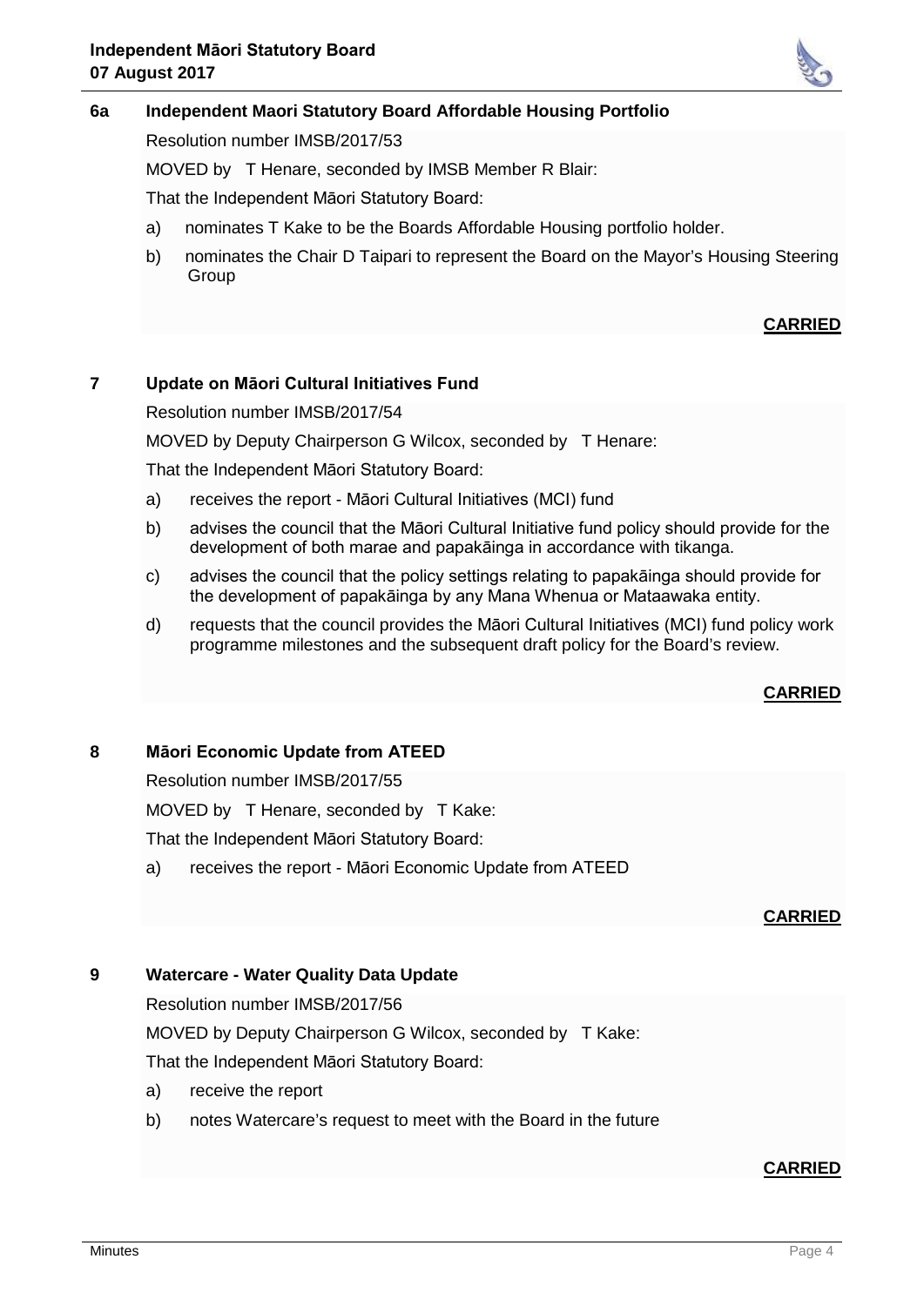## 6a Independent Maori Statutory Board Affordable Housing Portfolio

Resolution number IMSB/2017/53

MOVED by T Henare, seconded by IMSB Member R Blair:

That the Independent Māori Statutory Board:

a) nominates T Kake to be the Boards Affordable Housing portfolio holder.

b) nominates the Chair D Taipari to represent the Board on the Mayor's Housing Steering Group

**CARRIED**

## 7 Update on Māori Cultural Initiatives Fund

Resolution number IMSB/2017/54

MOVED by Deputy Chairperson G Wilcox, seconded by T Henare:

That the Independent Māori Statutory Board:

a) receives the report - Māori Cultural Initiatives (MCI) fund

b) advises the council that the Māori Cultural Initiative fund policy should provide for the development of both marae and papakāinga in accordance with tikanga.

c) advises the council that the policy settings relating to papakāinga should provide for the development of papakāinga by any Mana Whenua or Mataawaka entity.

d) requests that the council provides the Māori Cultural Initiatives (MCI) fund policy work programme milestones and the subsequent draft policy for the Board's review.

**CARRIED**

## 8 Māori Economic Update from ATEED

Resolution number IMSB/2017/55

MOVED by T Henare, seconded by T Kake:

That the Independent Māori Statutory Board:

a) receives the report - Māori Economic Update from ATEED

**CARRIED**

## 9 Watercare - Water Quality Data Update

Resolution number IMSB/2017/56

MOVED by Deputy Chairperson G Wilcox, seconded by T Kake:

That the Independent Māori Statutory Board:

a) receive the report

b) notes Watercare's request to meet with the Board in the future

**CARRIED**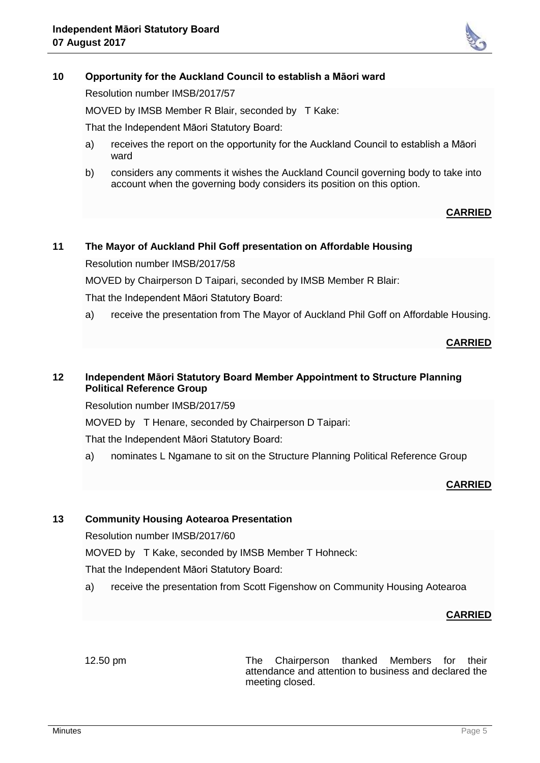## 10 Opportunity for the Auckland Council to establish a Māori ward

Resolution number IMSB/2017/57

MOVED by IMSB Member R Blair, seconded by T Kake:

That the Independent Māori Statutory Board:

a) receives the report on the opportunity for the Auckland Council to establish a Māori ward

b) considers any comments it wishes the Auckland Council governing body to take into account when the governing body considers its position on this option.

**CARRIED**

## 11 The Mayor of Auckland Phil Goff presentation on Affordable Housing

Resolution number IMSB/2017/58

MOVED by Chairperson D Taipari, seconded by IMSB Member R Blair:

That the Independent Māori Statutory Board:

a) receive the presentation from The Mayor of Auckland Phil Goff on Affordable Housing.

**CARRIED**

## 12 Independent Māori Statutory Board Member Appointment to Structure Planning Political Reference Group

Resolution number IMSB/2017/59

MOVED by T Henare, seconded by Chairperson D Taipari:

That the Independent Māori Statutory Board:

a) nominates L Ngamane to sit on the Structure Planning Political Reference Group

**CARRIED**

## 13 Community Housing Aotearoa Presentation

Resolution number IMSB/2017/60

MOVED by T Kake, seconded by IMSB Member T Hohneck:

That the Independent Māori Statutory Board:

a) receive the presentation from Scott Figenshow on Community Housing Aotearoa

**CARRIED**

12.50 pm — The Chairperson thanked Members for their attendance and attention to business and declared the meeting closed.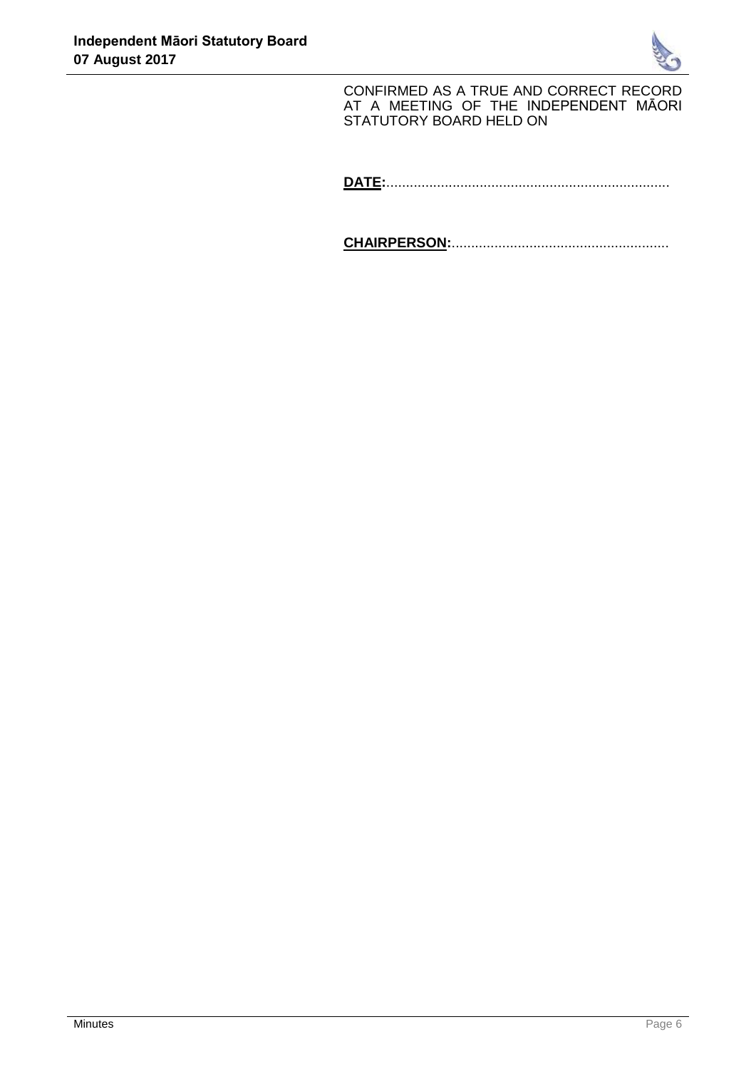CONFIRMED AS A TRUE AND CORRECT RECORD AT A MEETING OF THE INDEPENDENT MĀORI STATUTORY BOARD HELD ON

**DATE:**.........................................................................

**CHAIRPERSON:**........................................................